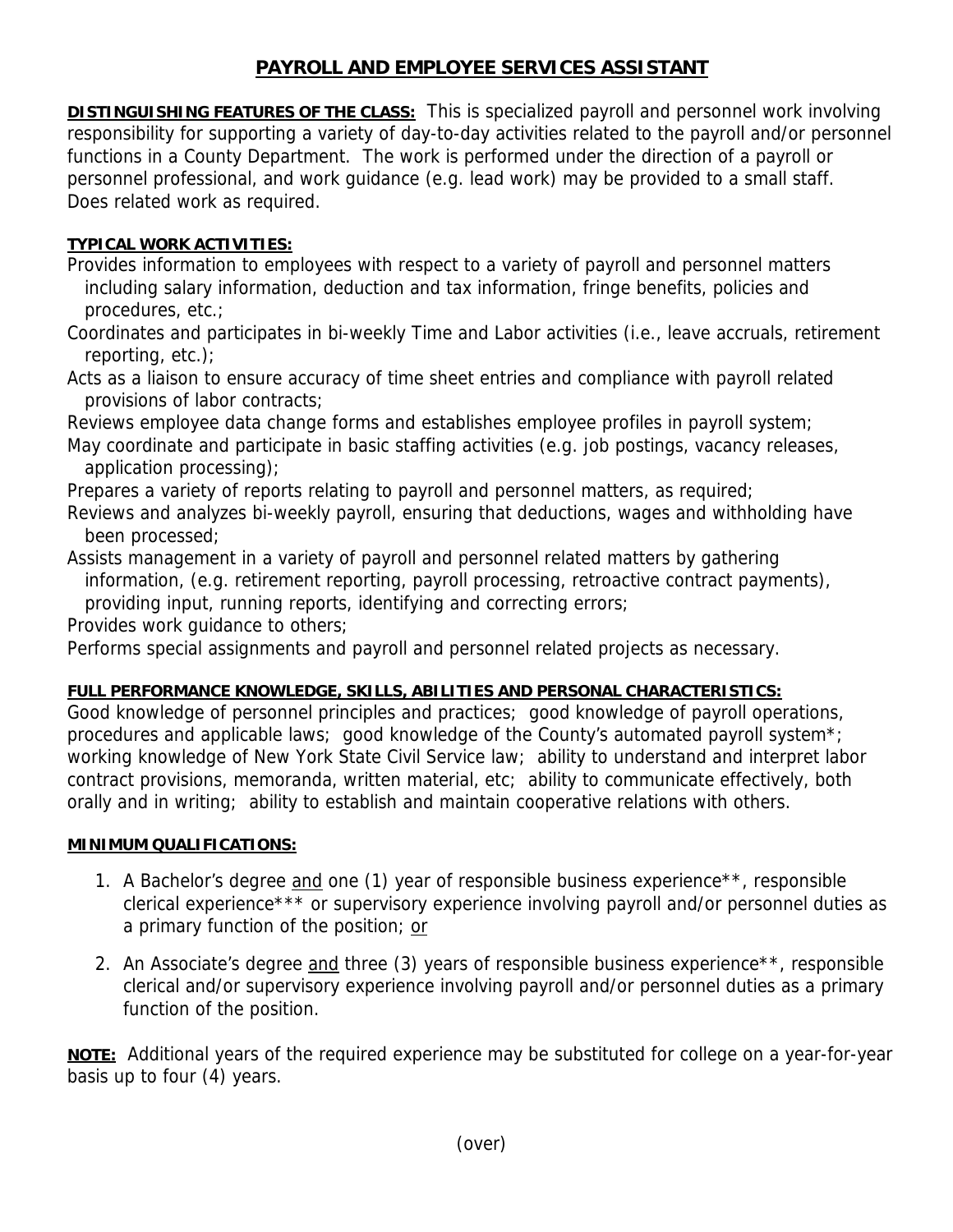# PAYROLL AND EMPLOYEE SERVICES ASSISTANT

**DISTINGUISHING FEATURES OF THE CLASS:** This is specialized payroll and personnel work involving responsibility for supporting a variety of day-to-day activities related to the payroll and/or personnel functions in a County Department. The work is performed under the direction of a payroll or personnel professional, and work guidance (e.g. lead work) may be provided to a small staff. Does related work as required.

**TYPICAL WORK ACTIVITIES:**

Provides information to employees with respect to a variety of payroll and personnel matters including salary information, deduction and tax information, fringe benefits, policies and procedures, etc.;

Coordinates and participates in bi-weekly Time and Labor activities (i.e., leave accruals, retirement reporting, etc.);

Acts as a liaison to ensure accuracy of time sheet entries and compliance with payroll related provisions of labor contracts;

Reviews employee data change forms and establishes employee profiles in payroll system;

May coordinate and participate in basic staffing activities (e.g. job postings, vacancy releases, application processing);

Prepares a variety of reports relating to payroll and personnel matters, as required;

Reviews and analyzes bi-weekly payroll, ensuring that deductions, wages and withholding have been processed;

Assists management in a variety of payroll and personnel related matters by gathering information, (e.g. retirement reporting, payroll processing, retroactive contract payments), providing input, running reports, identifying and correcting errors;

Provides work guidance to others;

Performs special assignments and payroll and personnel related projects as necessary.

**FULL PERFORMANCE KNOWLEDGE, SKILLS, ABILITIES AND PERSONAL CHARACTERISTICS:**

Good knowledge of personnel principles and practices; good knowledge of payroll operations, procedures and applicable laws; good knowledge of the County's automated payroll system*; working knowledge of New York State Civil Service law; ability to understand and interpret labor contract provisions, memoranda, written material, etc; ability to communicate effectively, both orally and in writing; ability to establish and maintain cooperative relations with others.

**MINIMUM QUALIFICATIONS:**

1. A Bachelor's degree and one (1) year of responsible business experience**, responsible clerical experience*** or supervisory experience involving payroll and/or personnel duties as a primary function of the position; or
2. An Associate's degree and three (3) years of responsible business experience**, responsible clerical and/or supervisory experience involving payroll and/or personnel duties as a primary function of the position.

**NOTE:** Additional years of the required experience may be substituted for college on a year-for-year basis up to four (4) years.

(over)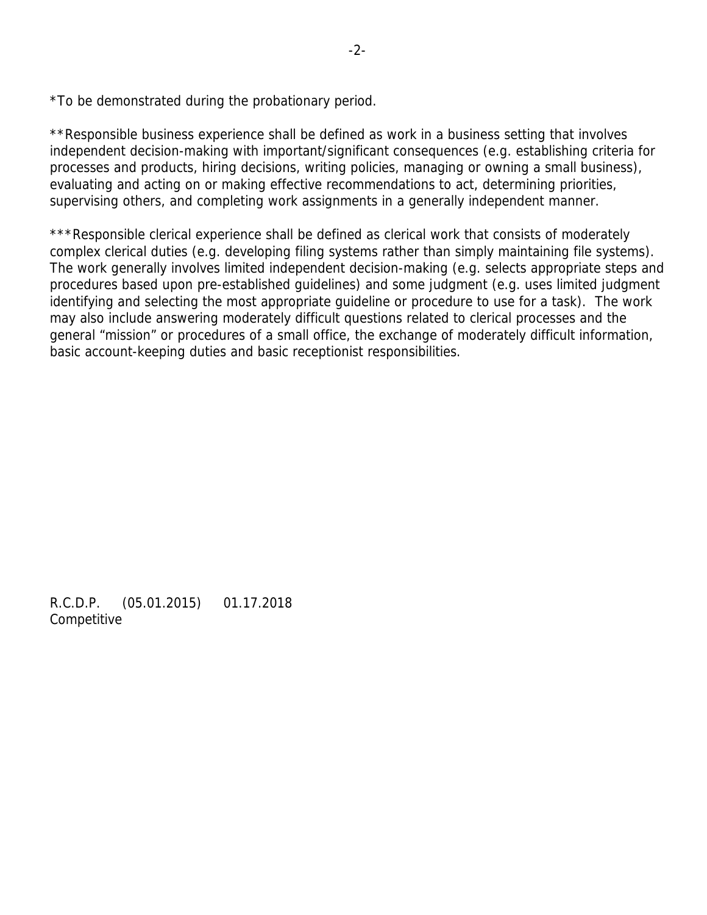*To be demonstrated during the probationary period.

**Responsible business experience shall be defined as work in a business setting that involves independent decision-making with important/significant consequences (e.g. establishing criteria for processes and products, hiring decisions, writing policies, managing or owning a small business), evaluating and acting on or making effective recommendations to act, determining priorities, supervising others, and completing work assignments in a generally independent manner.

***Responsible clerical experience shall be defined as clerical work that consists of moderately complex clerical duties (e.g. developing filing systems rather than simply maintaining file systems). The work generally involves limited independent decision-making (e.g. selects appropriate steps and procedures based upon pre-established guidelines) and some judgment (e.g. uses limited judgment identifying and selecting the most appropriate guideline or procedure to use for a task). The work may also include answering moderately difficult questions related to clerical processes and the general "mission" or procedures of a small office, the exchange of moderately difficult information, basic account-keeping duties and basic receptionist responsibilities.

R.C.D.P. (05.01.2015) 01.17.2018
Competitive